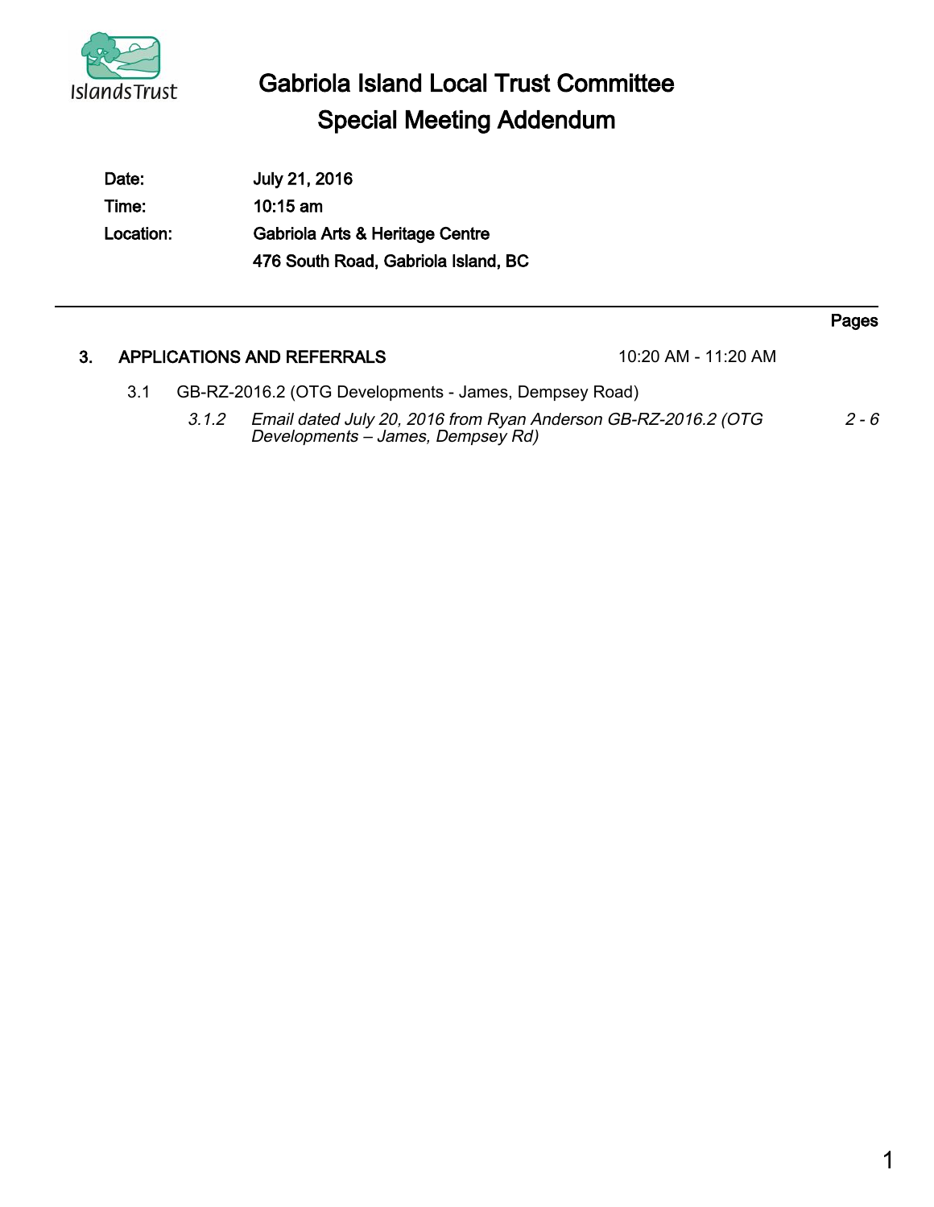# Gabriola Island Local Trust Committee

## Special Meeting Addendum

| | |
|---|---|
| **Date:** | **July 21, 2016** |
| **Time:** | **10:15 am** |
| **Location:** | **Gabriola Arts & Heritage Centre** |
| | **476 South Road, Gabriola Island, BC** |

---

| | | | | Pages |
|---|---|---|---|---|
| **3.** | **APPLICATIONS AND REFERRALS** | | 10:20 AM - 11:20 AM | |
| | 3.1 | GB-RZ-2016.2 (OTG Developments - James, Dempsey Road) | | |
| | | *3.1.2* | *Email dated July 20, 2016 from Ryan Anderson GB-RZ-2016.2 (OTG Developments – James, Dempsey Rd)* | *2 - 6* |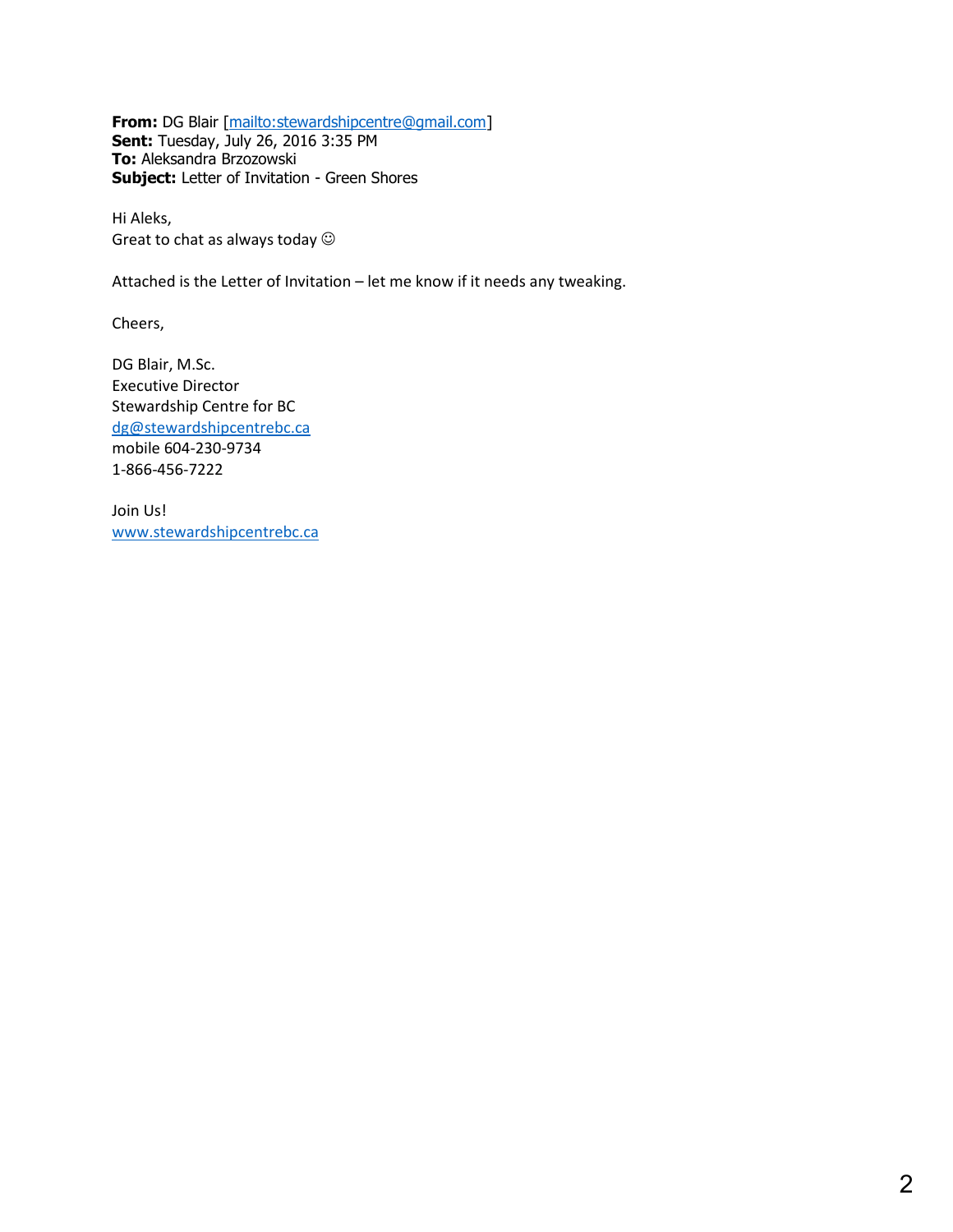**From:** DG Blair [mailto:stewardshipcentre@gmail.com]
**Sent:** Tuesday, July 26, 2016 3:35 PM
**To:** Aleksandra Brzozowski
**Subject:** Letter of Invitation - Green Shores

Hi Aleks,
Great to chat as always today ☺

Attached is the Letter of Invitation – let me know if it needs any tweaking.

Cheers,

DG Blair, M.Sc.
Executive Director
Stewardship Centre for BC
dg@stewardshipcentrebc.ca
mobile 604-230-9734
1-866-456-7222

Join Us!
www.stewardshipcentrebc.ca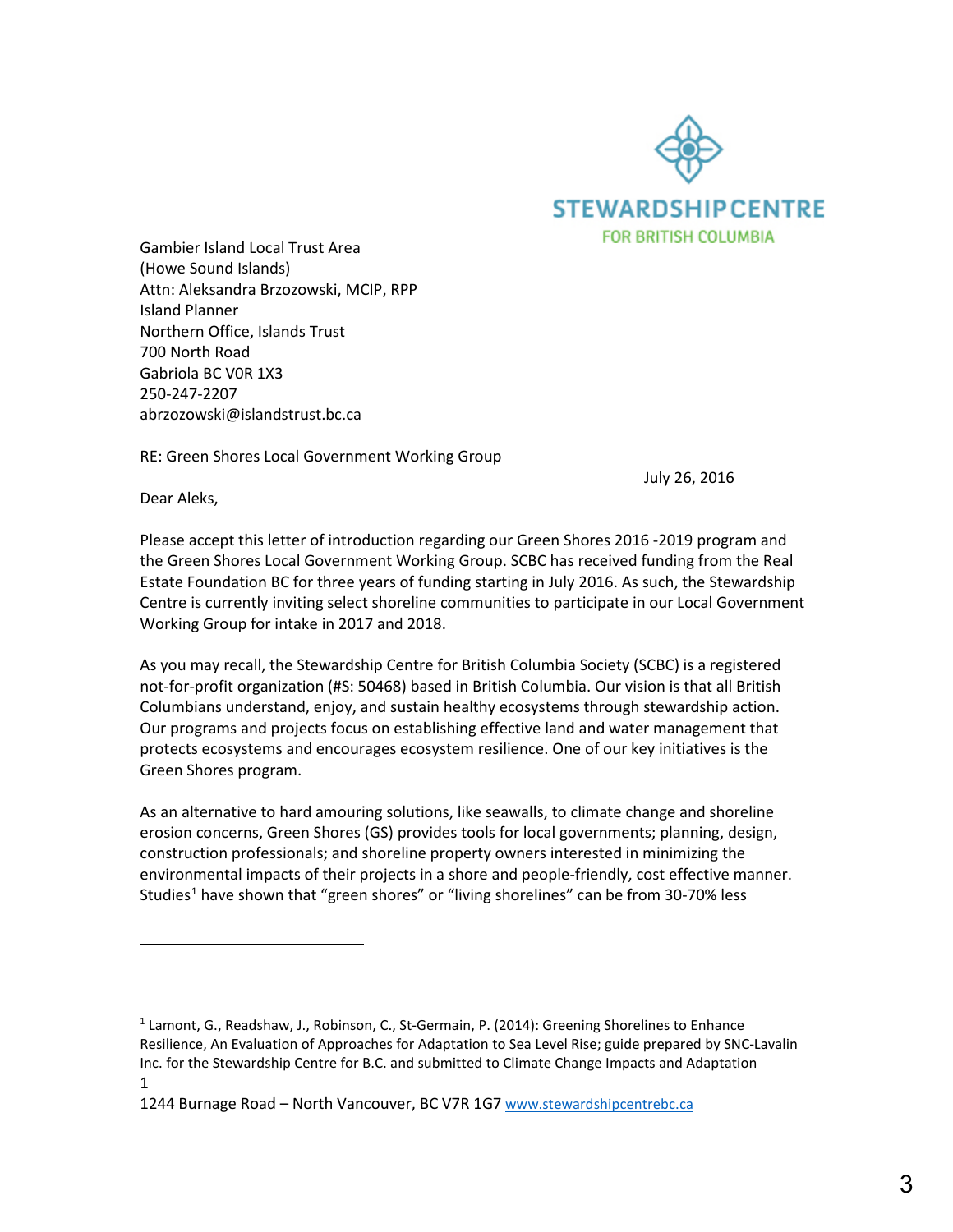STEWARDSHIP CENTRE
FOR BRITISH COLUMBIA

Gambier Island Local Trust Area
(Howe Sound Islands)
Attn: Aleksandra Brzozowski, MCIP, RPP
Island Planner
Northern Office, Islands Trust
700 North Road
Gabriola BC V0R 1X3
250-247-2207
abrzozowski@islandstrust.bc.ca

RE: Green Shores Local Government Working Group

July 26, 2016

Dear Aleks,

Please accept this letter of introduction regarding our Green Shores 2016 -2019 program and the Green Shores Local Government Working Group. SCBC has received funding from the Real Estate Foundation BC for three years of funding starting in July 2016. As such, the Stewardship Centre is currently inviting select shoreline communities to participate in our Local Government Working Group for intake in 2017 and 2018.

As you may recall, the Stewardship Centre for British Columbia Society (SCBC) is a registered not-for-profit organization (#S: 50468) based in British Columbia. Our vision is that all British Columbians understand, enjoy, and sustain healthy ecosystems through stewardship action. Our programs and projects focus on establishing effective land and water management that protects ecosystems and encourages ecosystem resilience. One of our key initiatives is the Green Shores program.

As an alternative to hard amouring solutions, like seawalls, to climate change and shoreline erosion concerns, Green Shores (GS) provides tools for local governments; planning, design, construction professionals; and shoreline property owners interested in minimizing the environmental impacts of their projects in a shore and people-friendly, cost effective manner. Studies[1] have shown that "green shores" or "living shorelines" can be from 30-70% less

[1] Lamont, G., Readshaw, J., Robinson, C., St-Germain, P. (2014): Greening Shorelines to Enhance Resilience, An Evaluation of Approaches for Adaptation to Sea Level Rise; guide prepared by SNC-Lavalin Inc. for the Stewardship Centre for B.C. and submitted to Climate Change Impacts and Adaptation

1244 Burnage Road – North Vancouver, BC V7R 1G7 www.stewardshipcentrebc.ca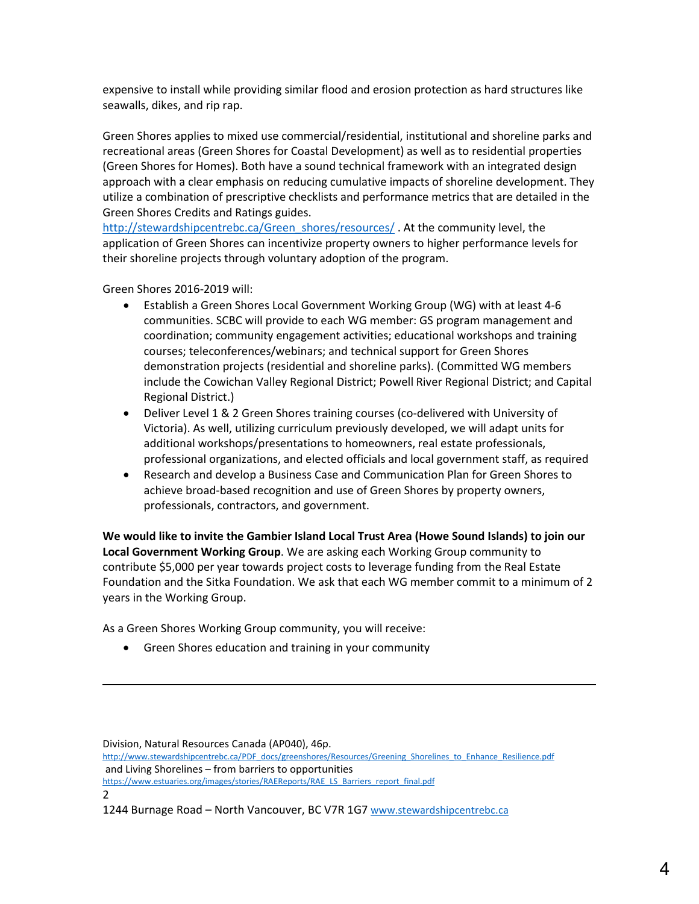expensive to install while providing similar flood and erosion protection as hard structures like seawalls, dikes, and rip rap.

Green Shores applies to mixed use commercial/residential, institutional and shoreline parks and recreational areas (Green Shores for Coastal Development) as well as to residential properties (Green Shores for Homes). Both have a sound technical framework with an integrated design approach with a clear emphasis on reducing cumulative impacts of shoreline development. They utilize a combination of prescriptive checklists and performance metrics that are detailed in the Green Shores Credits and Ratings guides. http://stewardshipcentrebc.ca/Green_shores/resources/ . At the community level, the application of Green Shores can incentivize property owners to higher performance levels for their shoreline projects through voluntary adoption of the program.

Green Shores 2016-2019 will:

- Establish a Green Shores Local Government Working Group (WG) with at least 4-6 communities. SCBC will provide to each WG member: GS program management and coordination; community engagement activities; educational workshops and training courses; teleconferences/webinars; and technical support for Green Shores demonstration projects (residential and shoreline parks). (Committed WG members include the Cowichan Valley Regional District; Powell River Regional District; and Capital Regional District.)
- Deliver Level 1 & 2 Green Shores training courses (co-delivered with University of Victoria). As well, utilizing curriculum previously developed, we will adapt units for additional workshops/presentations to homeowners, real estate professionals, professional organizations, and elected officials and local government staff, as required
- Research and develop a Business Case and Communication Plan for Green Shores to achieve broad-based recognition and use of Green Shores by property owners, professionals, contractors, and government.

**We would like to invite the Gambier Island Local Trust Area (Howe Sound Islands) to join our Local Government Working Group**. We are asking each Working Group community to contribute $5,000 per year towards project costs to leverage funding from the Real Estate Foundation and the Sitka Foundation. We ask that each WG member commit to a minimum of 2 years in the Working Group.

As a Green Shores Working Group community, you will receive:

- Green Shores education and training in your community

---

Division, Natural Resources Canada (AP040), 46p.
http://www.stewardshipcentrebc.ca/PDF_docs/greenshores/Resources/Greening_Shorelines_to_Enhance_Resilience.pdf
and Living Shorelines – from barriers to opportunities
https://www.estuaries.org/images/stories/RAEReports/RAE_LS_Barriers_report_final.pdf

2

1244 Burnage Road – North Vancouver, BC V7R 1G7 www.stewardshipcentrebc.ca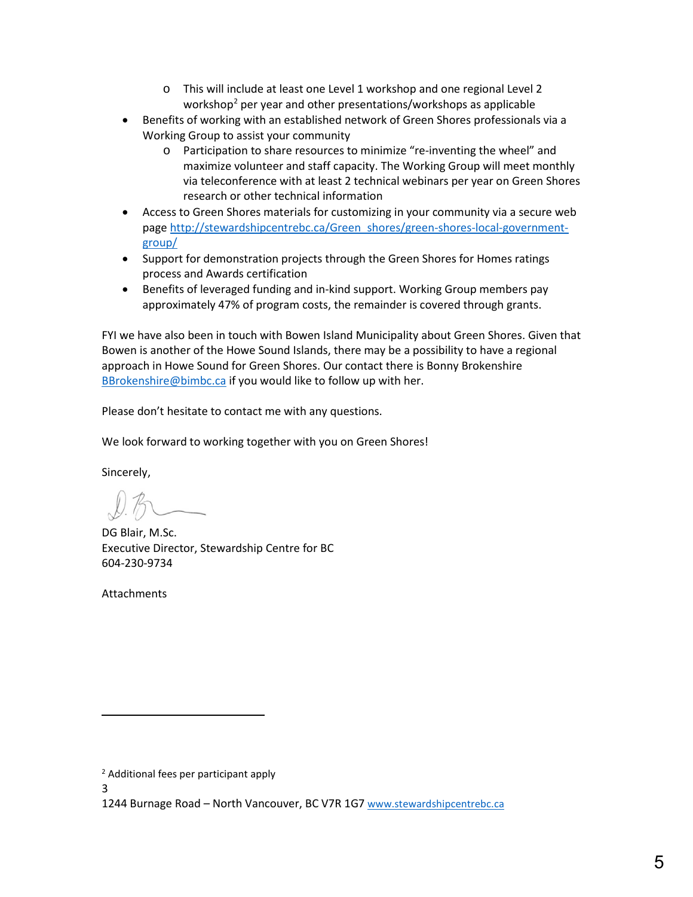- This will include at least one Level 1 workshop and one regional Level 2 workshop[2] per year and other presentations/workshops as applicable
- Benefits of working with an established network of Green Shores professionals via a Working Group to assist your community
    - Participation to share resources to minimize "re-inventing the wheel" and maximize volunteer and staff capacity. The Working Group will meet monthly via teleconference with at least 2 technical webinars per year on Green Shores research or other technical information
- Access to Green Shores materials for customizing in your community via a secure web page http://stewardshipcentrebc.ca/Green_shores/green-shores-local-government-group/
- Support for demonstration projects through the Green Shores for Homes ratings process and Awards certification
- Benefits of leveraged funding and in-kind support. Working Group members pay approximately 47% of program costs, the remainder is covered through grants.

FYI we have also been in touch with Bowen Island Municipality about Green Shores. Given that Bowen is another of the Howe Sound Islands, there may be a possibility to have a regional approach in Howe Sound for Green Shores. Our contact there is Bonny Brokenshire BBrokenshire@bimbc.ca if you would like to follow up with her.

Please don't hesitate to contact me with any questions.

We look forward to working together with you on Green Shores!

Sincerely,

DG Blair, M.Sc.
Executive Director, Stewardship Centre for BC
604-230-9734

Attachments

---

[2] Additional fees per participant apply

1244 Burnage Road – North Vancouver, BC V7R 1G7 www.stewardshipcentrebc.ca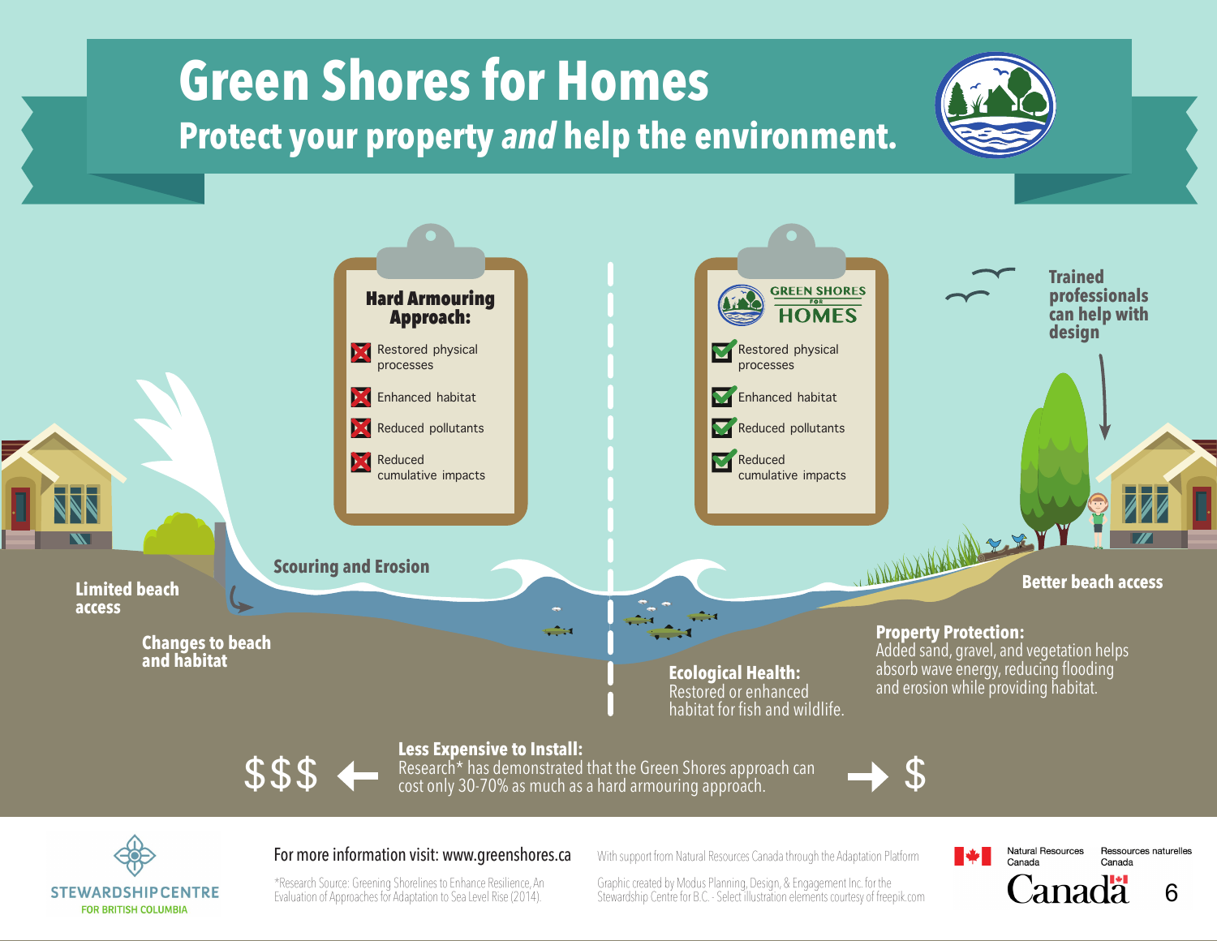# Green Shores for Homes

## Protect your property *and* help the environment.

**Hard Armouring Approach:**

- ☒ Restored physical processes
- ☒ Enhanced habitat
- ☒ Reduced pollutants
- ☒ Reduced cumulative impacts

**GREEN SHORES FOR HOMES**

- ☑ Restored physical processes
- ☑ Enhanced habitat
- ☑ Reduced pollutants
- ☑ Reduced cumulative impacts

**Trained professionals can help with design**

**Scouring and Erosion**

**Limited beach access**

**Changes to beach and habitat**

**Better beach access**

**Property Protection:**
Added sand, gravel, and vegetation helps absorb wave energy, reducing flooding and erosion while providing habitat.

**Ecological Health:**
Restored or enhanced habitat for fish and wildlife.

$$$ ← **Less Expensive to Install:**
Research* has demonstrated that the Green Shores approach can cost only 30-70% as much as a hard armouring approach. → $

STEWARDSHIP CENTRE FOR BRITISH COLUMBIA

For more information visit: www.greenshores.ca

*Research Source: Greening Shorelines to Enhance Resilience, An Evaluation of Approaches for Adaptation to Sea Level Rise (2014).

With support from Natural Resources Canada through the Adaptation Platform

Graphic created by Modus Planning, Design, & Engagement Inc. for the Stewardship Centre for B.C. - Select illustration elements courtesy of freepik.com

Natural Resources Canada / Ressources naturelles Canada

Canada